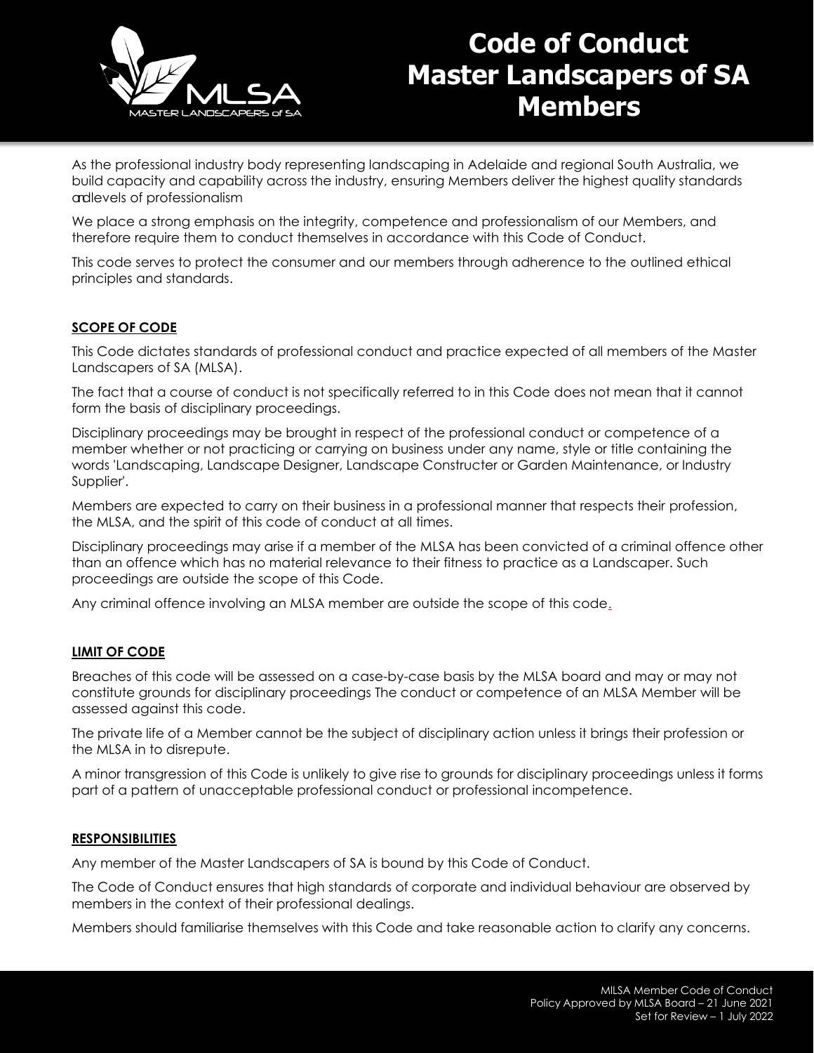# Code of Conduct Master Landscapers of SA Members

As the professional industry body representing landscaping in Adelaide and regional South Australia, we build capacity and capability across the industry, ensuring Members deliver the highest quality standards and levels of professionalism

We place a strong emphasis on the integrity, competence and professionalism of our Members, and therefore require them to conduct themselves in accordance with this Code of Conduct.

This code serves to protect the consumer and our members through adherence to the outlined ethical principles and standards.

## SCOPE OF CODE

This Code dictates standards of professional conduct and practice expected of all members of the Master Landscapers of SA (MLSA).

The fact that a course of conduct is not specifically referred to in this Code does not mean that it cannot form the basis of disciplinary proceedings.

Disciplinary proceedings may be brought in respect of the professional conduct or competence of a member whether or not practicing or carrying on business under any name, style or title containing the words 'Landscaping, Landscape Designer, Landscape Constructer or Garden Maintenance, or Industry Supplier'.

Members are expected to carry on their business in a professional manner that respects their profession, the MLSA, and the spirit of this code of conduct at all times.

Disciplinary proceedings may arise if a member of the MLSA has been convicted of a criminal offence other than an offence which has no material relevance to their fitness to practice as a Landscaper. Such proceedings are outside the scope of this Code.

Any criminal offence involving an MLSA member are outside the scope of this code.

## LIMIT OF CODE

Breaches of this code will be assessed on a case-by-case basis by the MLSA board and may or may not constitute grounds for disciplinary proceedings The conduct or competence of an MLSA Member will be assessed against this code.

The private life of a Member cannot be the subject of disciplinary action unless it brings their profession or the MLSA in to disrepute.

A minor transgression of this Code is unlikely to give rise to grounds for disciplinary proceedings unless it forms part of a pattern of unacceptable professional conduct or professional incompetence.

## RESPONSIBILITIES

Any member of the Master Landscapers of SA is bound by this Code of Conduct.

The Code of Conduct ensures that high standards of corporate and individual behaviour are observed by members in the context of their professional dealings.

Members should familiarise themselves with this Code and take reasonable action to clarify any concerns.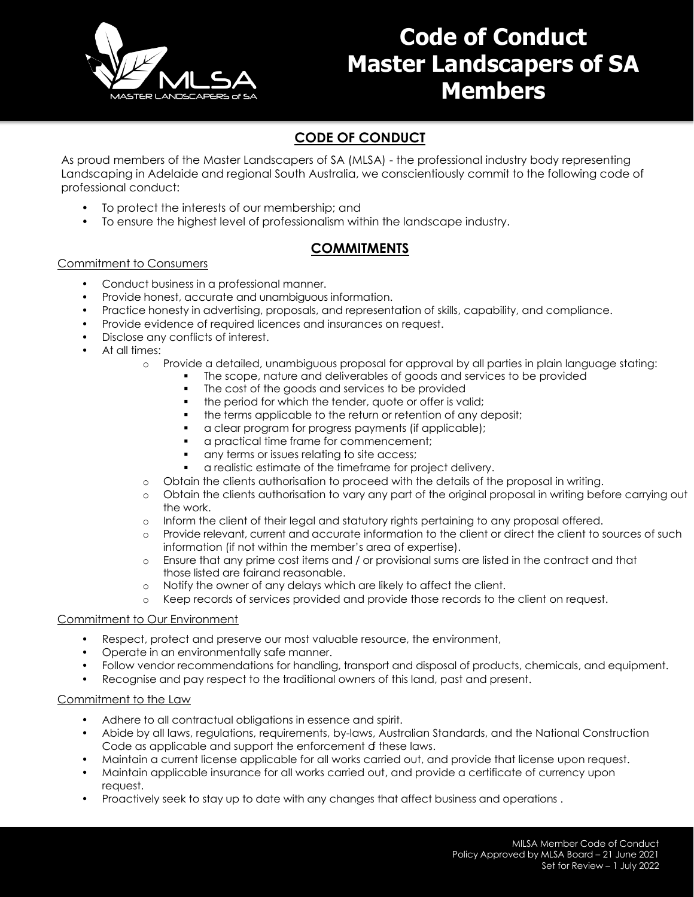# Code of Conduct Master Landscapers of SA Members

## CODE OF CONDUCT

As proud members of the Master Landscapers of SA (MLSA) - the professional industry body representing Landscaping in Adelaide and regional South Australia, we conscientiously commit to the following code of professional conduct:

- To protect the interests of our membership; and
- To ensure the highest level of professionalism within the landscape industry.

## COMMITMENTS

### Commitment to Consumers

- Conduct business in a professional manner.
- Provide honest, accurate and unambiguous information.
- Practice honesty in advertising, proposals, and representation of skills, capability, and compliance.
- Provide evidence of required licences and insurances on request.
- Disclose any conflicts of interest.
- At all times:
  - Provide a detailed, unambiguous proposal for approval by all parties in plain language stating:
    - The scope, nature and deliverables of goods and services to be provided
    - The cost of the goods and services to be provided
    - the period for which the tender, quote or offer is valid;
    - the terms applicable to the return or retention of any deposit;
    - a clear program for progress payments (if applicable);
    - a practical time frame for commencement;
    - any terms or issues relating to site access;
    - a realistic estimate of the timeframe for project delivery.
  - Obtain the clients authorisation to proceed with the details of the proposal in writing.
  - Obtain the clients authorisation to vary any part of the original proposal in writing before carrying out the work.
  - Inform the client of their legal and statutory rights pertaining to any proposal offered.
  - Provide relevant, current and accurate information to the client or direct the client to sources of such information (if not within the member's area of expertise).
  - Ensure that any prime cost items and / or provisional sums are listed in the contract and that those listed are fairand reasonable.
  - Notify the owner of any delays which are likely to affect the client.
  - Keep records of services provided and provide those records to the client on request.

### Commitment to Our Environment

- Respect, protect and preserve our most valuable resource, the environment,
- Operate in an environmentally safe manner.
- Follow vendor recommendations for handling, transport and disposal of products, chemicals, and equipment.
- Recognise and pay respect to the traditional owners of this land, past and present.

### Commitment to the Law

- Adhere to all contractual obligations in essence and spirit.
- Abide by all laws, regulations, requirements, by-laws, Australian Standards, and the National Construction Code as applicable and support the enforcement of these laws.
- Maintain a current license applicable for all works carried out, and provide that license upon request.
- Maintain applicable insurance for all works carried out, and provide a certificate of currency upon request.
- Proactively seek to stay up to date with any changes that affect business and operations .

MILSA Member Code of Conduct
Policy Approved by MLSA Board – 21 June 2021
Set for Review – 1 July 2022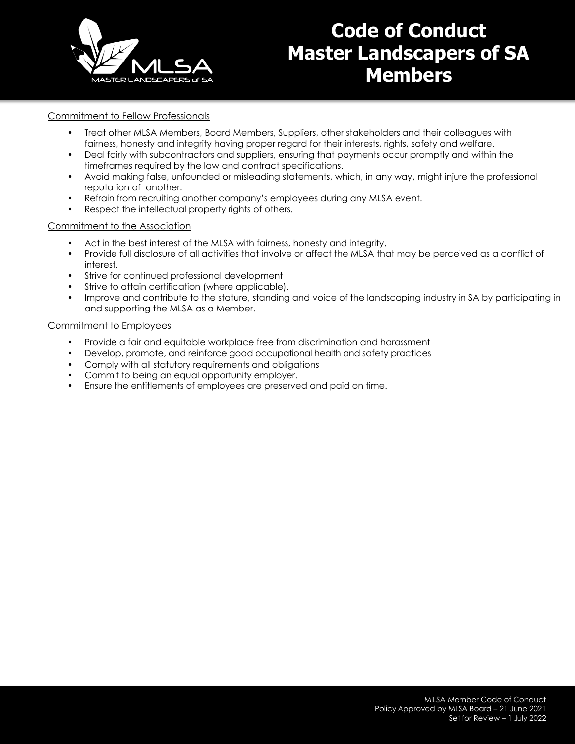# Code of Conduct Master Landscapers of SA Members

Commitment to Fellow Professionals

- Treat other MLSA Members, Board Members, Suppliers, other stakeholders and their colleagues with fairness, honesty and integrity having proper regard for their interests, rights, safety and welfare.
- Deal fairly with subcontractors and suppliers, ensuring that payments occur promptly and within the timeframes required by the law and contract specifications.
- Avoid making false, unfounded or misleading statements, which, in any way, might injure the professional reputation of another.
- Refrain from recruiting another company's employees during any MLSA event.
- Respect the intellectual property rights of others.

Commitment to the Association

- Act in the best interest of the MLSA with fairness, honesty and integrity.
- Provide full disclosure of all activities that involve or affect the MLSA that may be perceived as a conflict of interest.
- Strive for continued professional development
- Strive to attain certification (where applicable).
- Improve and contribute to the stature, standing and voice of the landscaping industry in SA by participating in and supporting the MLSA as a Member.

Commitment to Employees

- Provide a fair and equitable workplace free from discrimination and harassment
- Develop, promote, and reinforce good occupational health and safety practices
- Comply with all statutory requirements and obligations
- Commit to being an equal opportunity employer.
- Ensure the entitlements of employees are preserved and paid on time.

MlLSA Member Code of Conduct
Policy Approved by MLSA Board – 21 June 2021
Set for Review – 1 July 2022